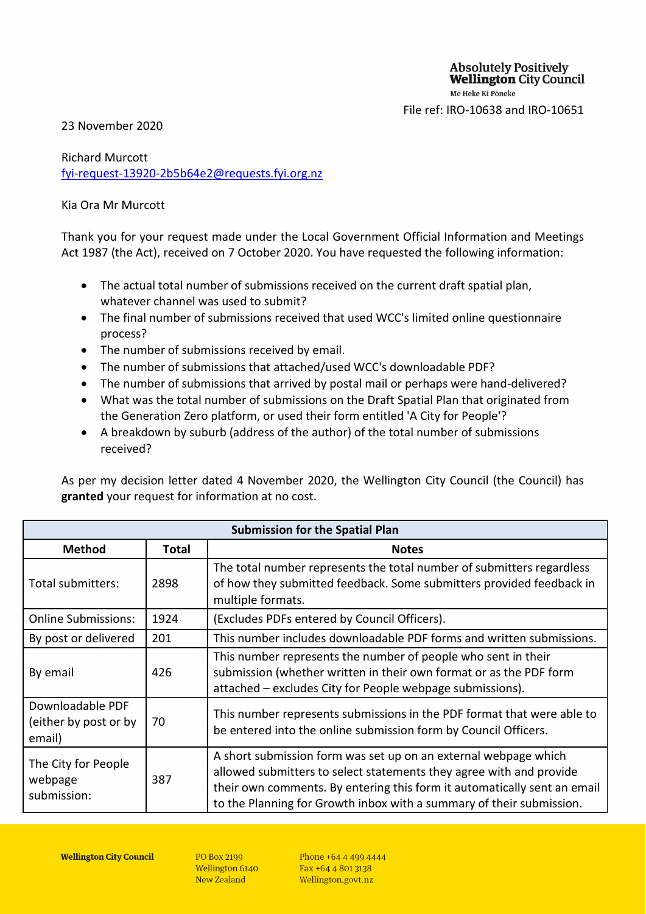Absolutely Positively
**Wellington** City Council
Me Heke Ki Pōneke

File ref: IRO-10638 and IRO-10651

23 November 2020

Richard Murcott
fyi-request-13920-2b5b64e2@requests.fyi.org.nz

Kia Ora Mr Murcott

Thank you for your request made under the Local Government Official Information and Meetings Act 1987 (the Act), received on 7 October 2020. You have requested the following information:

- The actual total number of submissions received on the current draft spatial plan, whatever channel was used to submit?
- The final number of submissions received that used WCC's limited online questionnaire process?
- The number of submissions received by email.
- The number of submissions that attached/used WCC's downloadable PDF?
- The number of submissions that arrived by postal mail or perhaps were hand-delivered?
- What was the total number of submissions on the Draft Spatial Plan that originated from the Generation Zero platform, or used their form entitled 'A City for People'?
- A breakdown by suburb (address of the author) of the total number of submissions received?

As per my decision letter dated 4 November 2020, the Wellington City Council (the Council) has **granted** your request for information at no cost.

| **Submission for the Spatial Plan** | | |
|---|---|---|
| **Method** | **Total** | **Notes** |
| Total submitters: | 2898 | The total number represents the total number of submitters regardless of how they submitted feedback. Some submitters provided feedback in multiple formats. |
| Online Submissions: | 1924 | (Excludes PDFs entered by Council Officers). |
| By post or delivered | 201 | This number includes downloadable PDF forms and written submissions. |
| By email | 426 | This number represents the number of people who sent in their submission (whether written in their own format or as the PDF form attached – excludes City for People webpage submissions). |
| Downloadable PDF (either by post or by email) | 70 | This number represents submissions in the PDF format that were able to be entered into the online submission form by Council Officers. |
| The City for People webpage submission: | 387 | A short submission form was set up on an external webpage which allowed submitters to select statements they agree with and provide their own comments. By entering this form it automatically sent an email to the Planning for Growth inbox with a summary of their submission. |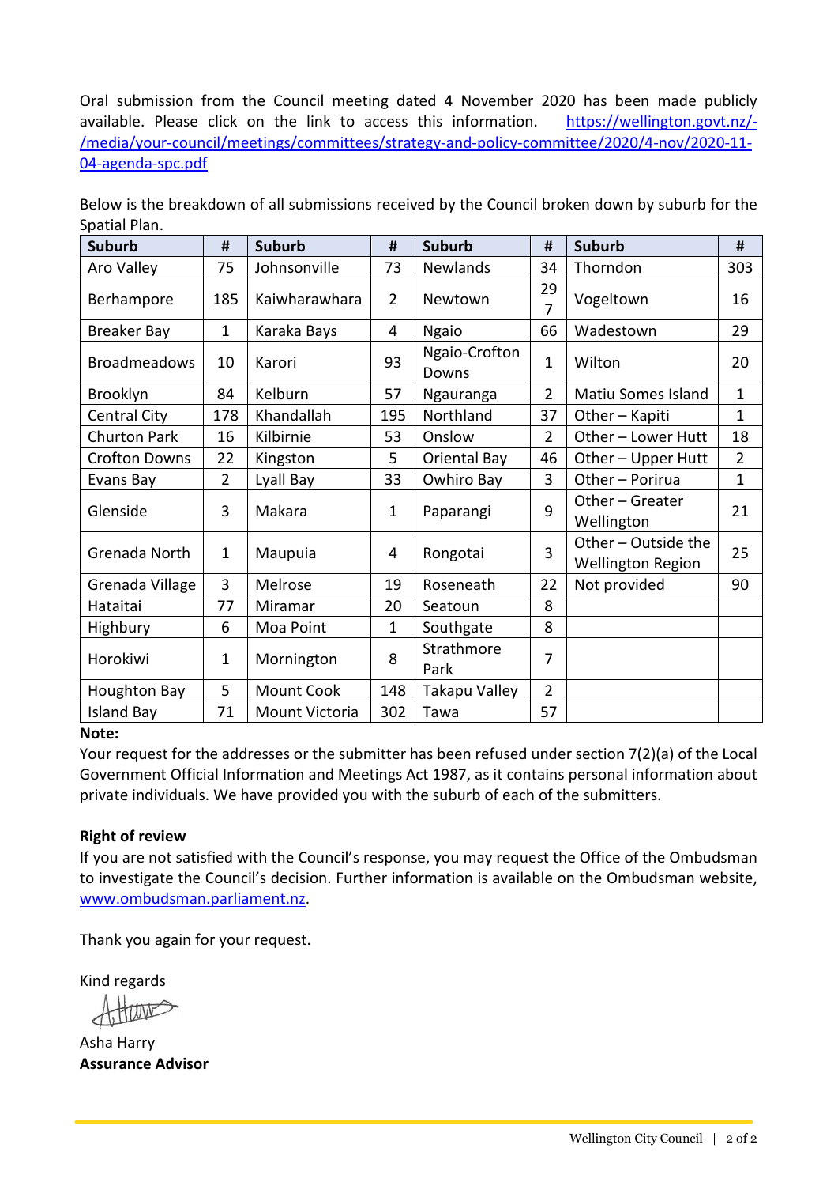Oral submission from the Council meeting dated 4 November 2020 has been made publicly available. Please click on the link to access this information. https://wellington.govt.nz/-/media/your-council/meetings/committees/strategy-and-policy-committee/2020/4-nov/2020-11-04-agenda-spc.pdf

Below is the breakdown of all submissions received by the Council broken down by suburb for the Spatial Plan.

| Suburb | # | Suburb | # | Suburb | # | Suburb | # |
|---|---|---|---|---|---|---|---|
| Aro Valley | 75 | Johnsonville | 73 | Newlands | 34 | Thorndon | 303 |
| Berhampore | 185 | Kaiwharawhara | 2 | Newtown | 297 | Vogeltown | 16 |
| Breaker Bay | 1 | Karaka Bays | 4 | Ngaio | 66 | Wadestown | 29 |
| Broadmeadows | 10 | Karori | 93 | Ngaio-Crofton Downs | 1 | Wilton | 20 |
| Brooklyn | 84 | Kelburn | 57 | Ngauranga | 2 | Matiu Somes Island | 1 |
| Central City | 178 | Khandallah | 195 | Northland | 37 | Other – Kapiti | 1 |
| Churton Park | 16 | Kilbirnie | 53 | Onslow | 2 | Other – Lower Hutt | 18 |
| Crofton Downs | 22 | Kingston | 5 | Oriental Bay | 46 | Other – Upper Hutt | 2 |
| Evans Bay | 2 | Lyall Bay | 33 | Owhiro Bay | 3 | Other – Porirua | 1 |
| Glenside | 3 | Makara | 1 | Paparangi | 9 | Other – Greater Wellington | 21 |
| Grenada North | 1 | Maupuia | 4 | Rongotai | 3 | Other – Outside the Wellington Region | 25 |
| Grenada Village | 3 | Melrose | 19 | Roseneath | 22 | Not provided | 90 |
| Hataitai | 77 | Miramar | 20 | Seatoun | 8 | | |
| Highbury | 6 | Moa Point | 1 | Southgate | 8 | | |
| Horokiwi | 1 | Mornington | 8 | Strathmore Park | 7 | | |
| Houghton Bay | 5 | Mount Cook | 148 | Takapu Valley | 2 | | |
| Island Bay | 71 | Mount Victoria | 302 | Tawa | 57 | | |

**Note:**

Your request for the addresses or the submitter has been refused under section 7(2)(a) of the Local Government Official Information and Meetings Act 1987, as it contains personal information about private individuals. We have provided you with the suburb of each of the submitters.

**Right of review**

If you are not satisfied with the Council's response, you may request the Office of the Ombudsman to investigate the Council's decision. Further information is available on the Ombudsman website, www.ombudsman.parliament.nz.

Thank you again for your request.

Kind regards

Asha Harry
**Assurance Advisor**